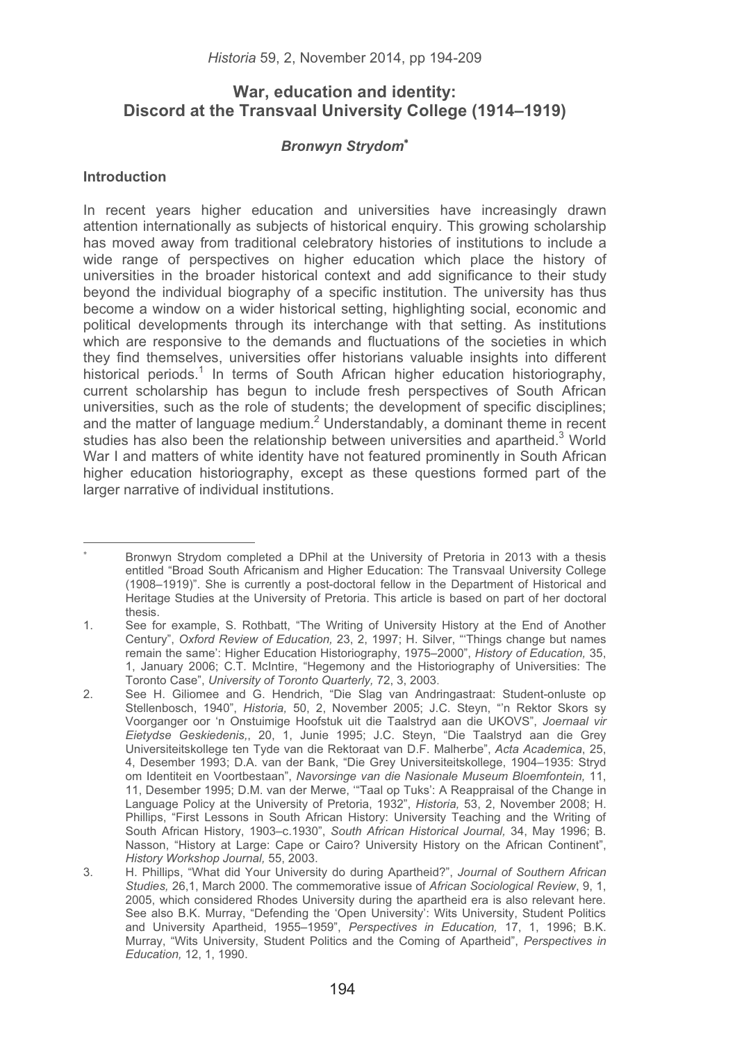# War, education and identity: Discord at the Transvaal University College (1914–1919)

### *Bronwyn Strydom*[*]

## Introduction

In recent years higher education and universities have increasingly drawn attention internationally as subjects of historical enquiry. This growing scholarship has moved away from traditional celebratory histories of institutions to include a wide range of perspectives on higher education which place the history of universities in the broader historical context and add significance to their study beyond the individual biography of a specific institution. The university has thus become a window on a wider historical setting, highlighting social, economic and political developments through its interchange with that setting. As institutions which are responsive to the demands and fluctuations of the societies in which they find themselves, universities offer historians valuable insights into different historical periods.[1] In terms of South African higher education historiography, current scholarship has begun to include fresh perspectives of South African universities, such as the role of students; the development of specific disciplines; and the matter of language medium.[2] Understandably, a dominant theme in recent studies has also been the relationship between universities and apartheid.[3] World War I and matters of white identity have not featured prominently in South African higher education historiography, except as these questions formed part of the larger narrative of individual institutions.

---

[*] Bronwyn Strydom completed a DPhil at the University of Pretoria in 2013 with a thesis entitled "Broad South Africanism and Higher Education: The Transvaal University College (1908–1919)". She is currently a post-doctoral fellow in the Department of Historical and Heritage Studies at the University of Pretoria. This article is based on part of her doctoral thesis.

1. See for example, S. Rothbatt, "The Writing of University History at the End of Another Century", *Oxford Review of Education,* 23, 2, 1997; H. Silver, "'Things change but names remain the same': Higher Education Historiography, 1975–2000", *History of Education,* 35, 1, January 2006; C.T. McIntire, "Hegemony and the Historiography of Universities: The Toronto Case", *University of Toronto Quarterly,* 72, 3, 2003.

2. See H. Giliomee and G. Hendrich, "Die Slag van Andringastraat: Student-onluste op Stellenbosch, 1940", *Historia,* 50, 2, November 2005; J.C. Steyn, "'n Rektor Skors sy Voorganger oor 'n Onstuimige Hoofstuk uit die Taalstryd aan die UKOVS", *Joernaal vir Eietydse Geskiedenis,*, 20, 1, Junie 1995; J.C. Steyn, "Die Taalstryd aan die Grey Universiteitskollege ten Tyde van die Rektoraat van D.F. Malherbe", *Acta Academica*, 25, 4, Desember 1993; D.A. van der Bank, "Die Grey Universiteitskollege, 1904–1935: Stryd om Identiteit en Voortbestaan", *Navorsinge van die Nasionale Museum Bloemfontein,* 11, 11, Desember 1995; D.M. van der Merwe, '"Taal op Tuks': A Reappraisal of the Change in Language Policy at the University of Pretoria, 1932", *Historia,* 53, 2, November 2008; H. Phillips, "First Lessons in South African History: University Teaching and the Writing of South African History, 1903–c.1930", *South African Historical Journal,* 34, May 1996; B. Nasson, "History at Large: Cape or Cairo? University History on the African Continent", *History Workshop Journal,* 55, 2003.

3. H. Phillips, "What did Your University do during Apartheid?", *Journal of Southern African Studies,* 26,1, March 2000. The commemorative issue of *African Sociological Review*, 9, 1, 2005, which considered Rhodes University during the apartheid era is also relevant here. See also B.K. Murray, "Defending the 'Open University': Wits University, Student Politics and University Apartheid, 1955–1959", *Perspectives in Education,* 17, 1, 1996; B.K. Murray, "Wits University, Student Politics and the Coming of Apartheid", *Perspectives in Education,* 12, 1, 1990.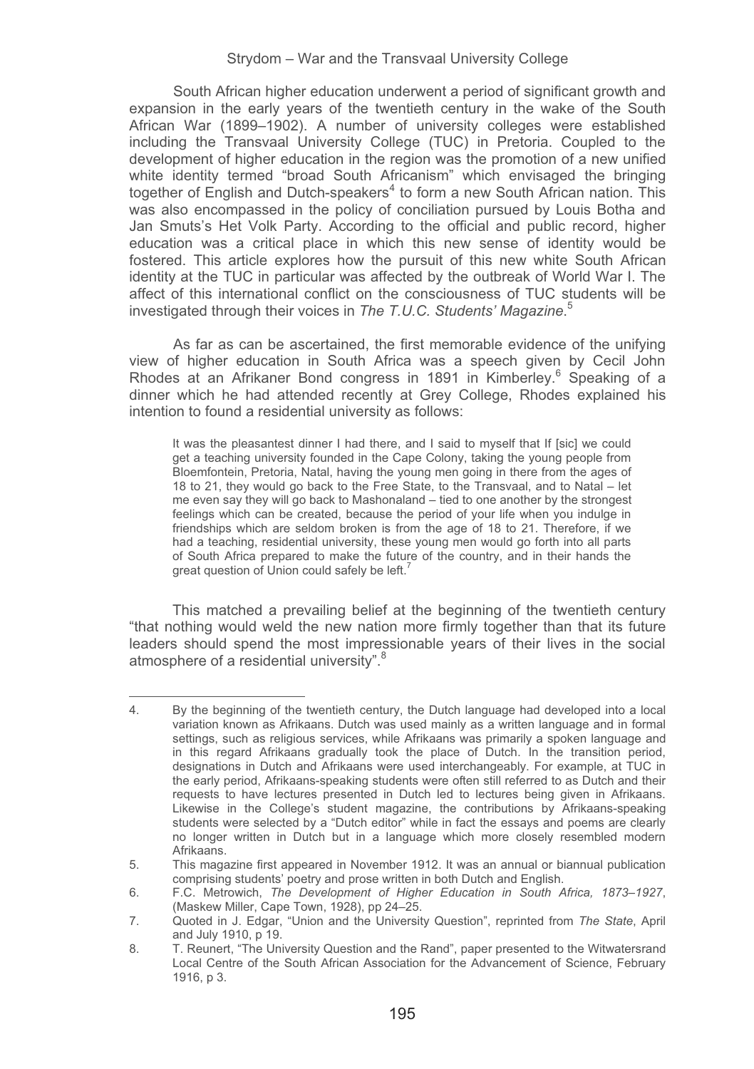South African higher education underwent a period of significant growth and expansion in the early years of the twentieth century in the wake of the South African War (1899–1902). A number of university colleges were established including the Transvaal University College (TUC) in Pretoria. Coupled to the development of higher education in the region was the promotion of a new unified white identity termed "broad South Africanism" which envisaged the bringing together of English and Dutch-speakers[4] to form a new South African nation. This was also encompassed in the policy of conciliation pursued by Louis Botha and Jan Smuts's Het Volk Party. According to the official and public record, higher education was a critical place in which this new sense of identity would be fostered. This article explores how the pursuit of this new white South African identity at the TUC in particular was affected by the outbreak of World War I. The affect of this international conflict on the consciousness of TUC students will be investigated through their voices in *The T.U.C. Students' Magazine*.[5]

As far as can be ascertained, the first memorable evidence of the unifying view of higher education in South Africa was a speech given by Cecil John Rhodes at an Afrikaner Bond congress in 1891 in Kimberley.[6] Speaking of a dinner which he had attended recently at Grey College, Rhodes explained his intention to found a residential university as follows:

> It was the pleasantest dinner I had there, and I said to myself that If [sic] we could get a teaching university founded in the Cape Colony, taking the young people from Bloemfontein, Pretoria, Natal, having the young men going in there from the ages of 18 to 21, they would go back to the Free State, to the Transvaal, and to Natal – let me even say they will go back to Mashonaland – tied to one another by the strongest feelings which can be created, because the period of your life when you indulge in friendships which are seldom broken is from the age of 18 to 21. Therefore, if we had a teaching, residential university, these young men would go forth into all parts of South Africa prepared to make the future of the country, and in their hands the great question of Union could safely be left.[7]

This matched a prevailing belief at the beginning of the twentieth century "that nothing would weld the new nation more firmly together than that its future leaders should spend the most impressionable years of their lives in the social atmosphere of a residential university".[8]

---

4. By the beginning of the twentieth century, the Dutch language had developed into a local variation known as Afrikaans. Dutch was used mainly as a written language and in formal settings, such as religious services, while Afrikaans was primarily a spoken language and in this regard Afrikaans gradually took the place of Dutch. In the transition period, designations in Dutch and Afrikaans were used interchangeably. For example, at TUC in the early period, Afrikaans-speaking students were often still referred to as Dutch and their requests to have lectures presented in Dutch led to lectures being given in Afrikaans. Likewise in the College's student magazine, the contributions by Afrikaans-speaking students were selected by a "Dutch editor" while in fact the essays and poems are clearly no longer written in Dutch but in a language which more closely resembled modern Afrikaans.
5. This magazine first appeared in November 1912. It was an annual or biannual publication comprising students' poetry and prose written in both Dutch and English.
6. F.C. Metrowich, *The Development of Higher Education in South Africa, 1873–1927*, (Maskew Miller, Cape Town, 1928), pp 24–25.
7. Quoted in J. Edgar, "Union and the University Question", reprinted from *The State*, April and July 1910, p 19.
8. T. Reunert, "The University Question and the Rand", paper presented to the Witwatersrand Local Centre of the South African Association for the Advancement of Science, February 1916, p 3.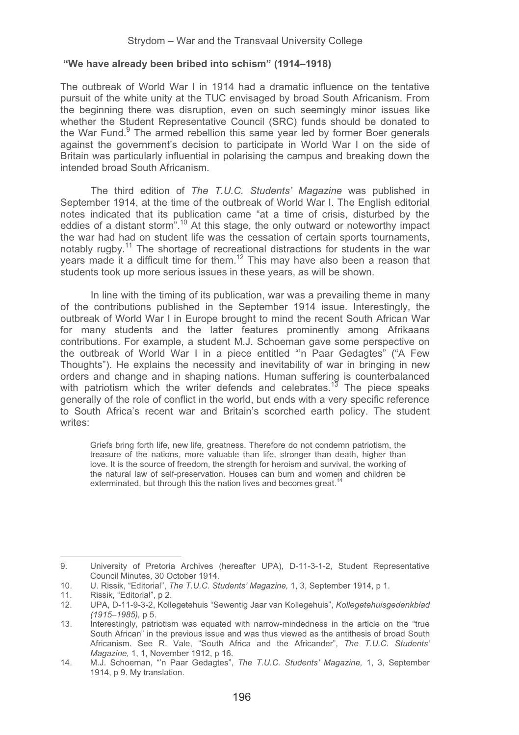## "We have already been bribed into schism" (1914–1918)

The outbreak of World War I in 1914 had a dramatic influence on the tentative pursuit of the white unity at the TUC envisaged by broad South Africanism. From the beginning there was disruption, even on such seemingly minor issues like whether the Student Representative Council (SRC) funds should be donated to the War Fund.[9] The armed rebellion this same year led by former Boer generals against the government's decision to participate in World War I on the side of Britain was particularly influential in polarising the campus and breaking down the intended broad South Africanism.

The third edition of *The T.U.C. Students' Magazine* was published in September 1914, at the time of the outbreak of World War I. The English editorial notes indicated that its publication came "at a time of crisis, disturbed by the eddies of a distant storm".[10] At this stage, the only outward or noteworthy impact the war had had on student life was the cessation of certain sports tournaments, notably rugby.[11] The shortage of recreational distractions for students in the war years made it a difficult time for them.[12] This may have also been a reason that students took up more serious issues in these years, as will be shown.

In line with the timing of its publication, war was a prevailing theme in many of the contributions published in the September 1914 issue. Interestingly, the outbreak of World War I in Europe brought to mind the recent South African War for many students and the latter features prominently among Afrikaans contributions. For example, a student M.J. Schoeman gave some perspective on the outbreak of World War I in a piece entitled "'n Paar Gedagtes" ("A Few Thoughts"). He explains the necessity and inevitability of war in bringing in new orders and change and in shaping nations. Human suffering is counterbalanced with patriotism which the writer defends and celebrates.[13] The piece speaks generally of the role of conflict in the world, but ends with a very specific reference to South Africa's recent war and Britain's scorched earth policy. The student writes:

> Griefs bring forth life, new life, greatness. Therefore do not condemn patriotism, the treasure of the nations, more valuable than life, stronger than death, higher than love. It is the source of freedom, the strength for heroism and survival, the working of the natural law of self-preservation. Houses can burn and women and children be exterminated, but through this the nation lives and becomes great.[14]

---

9. University of Pretoria Archives (hereafter UPA), D-11-3-1-2, Student Representative Council Minutes, 30 October 1914.
10. U. Rissik, "Editorial", *The T.U.C. Students' Magazine,* 1, 3, September 1914, p 1.
11. Rissik, "Editorial", p 2.
12. UPA, D-11-9-3-2, Kollegetehuis "Sewentig Jaar van Kollegehuis", *Kollegetehuisgedenkblad (1915–1985),* p 5.
13. Interestingly, patriotism was equated with narrow-mindedness in the article on the "true South African" in the previous issue and was thus viewed as the antithesis of broad South Africanism. See R. Vale, "South Africa and the Africander", *The T.U.C. Students' Magazine,* 1, 1, November 1912, p 16.
14. M.J. Schoeman, "'n Paar Gedagtes", *The T.U.C. Students' Magazine,* 1, 3, September 1914, p 9. My translation.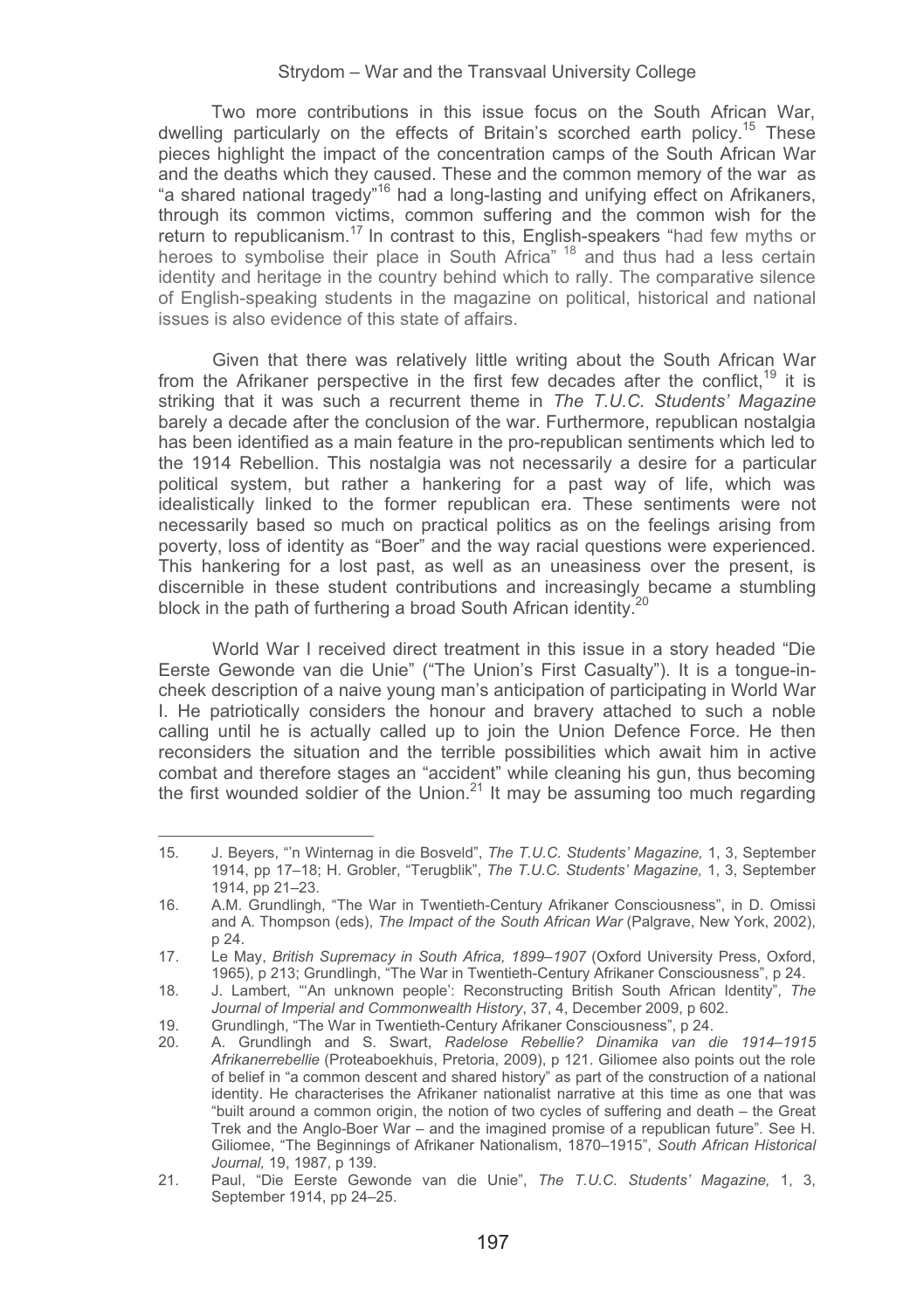Two more contributions in this issue focus on the South African War, dwelling particularly on the effects of Britain's scorched earth policy.[15] These pieces highlight the impact of the concentration camps of the South African War and the deaths which they caused. These and the common memory of the war as "a shared national tragedy"[16] had a long-lasting and unifying effect on Afrikaners, through its common victims, common suffering and the common wish for the return to republicanism.[17] In contrast to this, English-speakers "had few myths or heroes to symbolise their place in South Africa"[18] and thus had a less certain identity and heritage in the country behind which to rally. The comparative silence of English-speaking students in the magazine on political, historical and national issues is also evidence of this state of affairs.

Given that there was relatively little writing about the South African War from the Afrikaner perspective in the first few decades after the conflict,[19] it is striking that it was such a recurrent theme in *The T.U.C. Students' Magazine* barely a decade after the conclusion of the war. Furthermore, republican nostalgia has been identified as a main feature in the pro-republican sentiments which led to the 1914 Rebellion. This nostalgia was not necessarily a desire for a particular political system, but rather a hankering for a past way of life, which was idealistically linked to the former republican era. These sentiments were not necessarily based so much on practical politics as on the feelings arising from poverty, loss of identity as "Boer" and the way racial questions were experienced. This hankering for a lost past, as well as an uneasiness over the present, is discernible in these student contributions and increasingly became a stumbling block in the path of furthering a broad South African identity.[20]

World War I received direct treatment in this issue in a story headed "Die Eerste Gewonde van die Unie" ("The Union's First Casualty"). It is a tongue-in-cheek description of a naive young man's anticipation of participating in World War I. He patriotically considers the honour and bravery attached to such a noble calling until he is actually called up to join the Union Defence Force. He then reconsiders the situation and the terrible possibilities which await him in active combat and therefore stages an "accident" while cleaning his gun, thus becoming the first wounded soldier of the Union.[21] It may be assuming too much regarding

---

15. J. Beyers, "'n Winternag in die Bosveld", *The T.U.C. Students' Magazine,* 1, 3, September 1914, pp 17–18; H. Grobler, "Terugblik", *The T.U.C. Students' Magazine,* 1, 3, September 1914, pp 21–23.
16. A.M. Grundlingh, "The War in Twentieth-Century Afrikaner Consciousness", in D. Omissi and A. Thompson (eds), *The Impact of the South African War* (Palgrave, New York, 2002), p 24.
17. Le May, *British Supremacy in South Africa, 1899–1907* (Oxford University Press, Oxford, 1965), p 213; Grundlingh, "The War in Twentieth-Century Afrikaner Consciousness", p 24.
18. J. Lambert, "'An unknown people': Reconstructing British South African Identity", *The Journal of Imperial and Commonwealth History*, 37, 4, December 2009, p 602.
19. Grundlingh, "The War in Twentieth-Century Afrikaner Consciousness", p 24.
20. A. Grundlingh and S. Swart, *Radelose Rebellie? Dinamika van die 1914–1915 Afrikanerrebellie* (Proteaboekhuis, Pretoria, 2009), p 121. Giliomee also points out the role of belief in "a common descent and shared history" as part of the construction of a national identity. He characterises the Afrikaner nationalist narrative at this time as one that was "built around a common origin, the notion of two cycles of suffering and death – the Great Trek and the Anglo-Boer War – and the imagined promise of a republican future". See H. Giliomee, "The Beginnings of Afrikaner Nationalism, 1870–1915", *South African Historical Journal,* 19, 1987, p 139.
21. Paul, "Die Eerste Gewonde van die Unie", *The T.U.C. Students' Magazine,* 1, 3, September 1914, pp 24–25.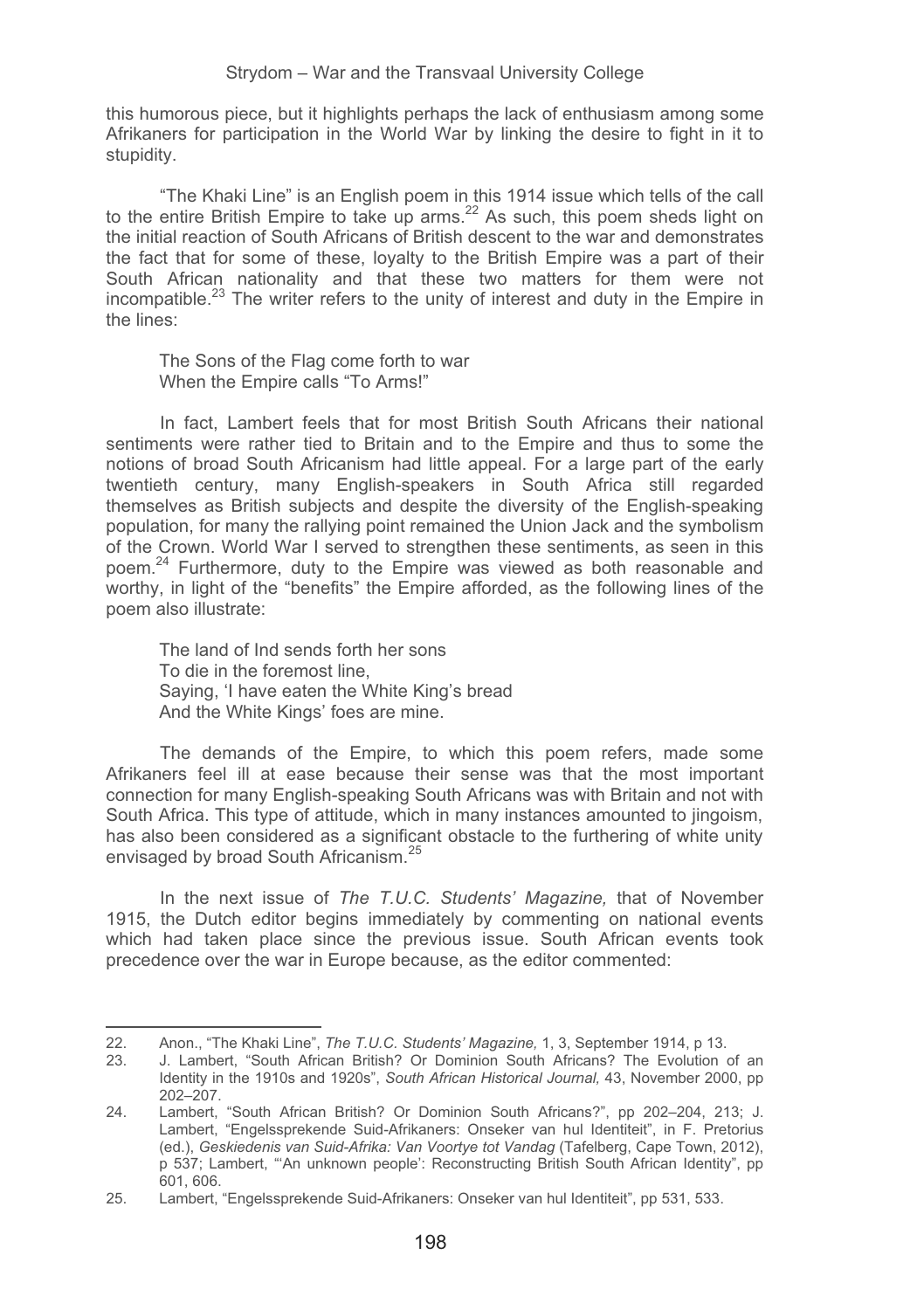this humorous piece, but it highlights perhaps the lack of enthusiasm among some Afrikaners for participation in the World War by linking the desire to fight in it to stupidity.

"The Khaki Line" is an English poem in this 1914 issue which tells of the call to the entire British Empire to take up arms.[22] As such, this poem sheds light on the initial reaction of South Africans of British descent to the war and demonstrates the fact that for some of these, loyalty to the British Empire was a part of their South African nationality and that these two matters for them were not incompatible.[23] The writer refers to the unity of interest and duty in the Empire in the lines:

> The Sons of the Flag come forth to war
> When the Empire calls "To Arms!"

In fact, Lambert feels that for most British South Africans their national sentiments were rather tied to Britain and to the Empire and thus to some the notions of broad South Africanism had little appeal. For a large part of the early twentieth century, many English-speakers in South Africa still regarded themselves as British subjects and despite the diversity of the English-speaking population, for many the rallying point remained the Union Jack and the symbolism of the Crown. World War I served to strengthen these sentiments, as seen in this poem.[24] Furthermore, duty to the Empire was viewed as both reasonable and worthy, in light of the "benefits" the Empire afforded, as the following lines of the poem also illustrate:

> The land of Ind sends forth her sons
> To die in the foremost line,
> Saying, 'I have eaten the White King's bread
> And the White Kings' foes are mine.

The demands of the Empire, to which this poem refers, made some Afrikaners feel ill at ease because their sense was that the most important connection for many English-speaking South Africans was with Britain and not with South Africa. This type of attitude, which in many instances amounted to jingoism, has also been considered as a significant obstacle to the furthering of white unity envisaged by broad South Africanism.[25]

In the next issue of *The T.U.C. Students' Magazine,* that of November 1915, the Dutch editor begins immediately by commenting on national events which had taken place since the previous issue. South African events took precedence over the war in Europe because, as the editor commented:

---

22. Anon., "The Khaki Line", *The T.U.C. Students' Magazine,* 1, 3, September 1914, p 13.
23. J. Lambert, "South African British? Or Dominion South Africans? The Evolution of an Identity in the 1910s and 1920s", *South African Historical Journal,* 43, November 2000, pp 202–207.
24. Lambert, "South African British? Or Dominion South Africans?", pp 202–204, 213; J. Lambert, "Engelssprekende Suid-Afrikaners: Onseker van hul Identiteit", in F. Pretorius (ed.), *Geskiedenis van Suid-Afrika: Van Voortye tot Vandag* (Tafelberg, Cape Town, 2012), p 537; Lambert, "'An unknown people': Reconstructing British South African Identity", pp 601, 606.
25. Lambert, "Engelssprekende Suid-Afrikaners: Onseker van hul Identiteit", pp 531, 533.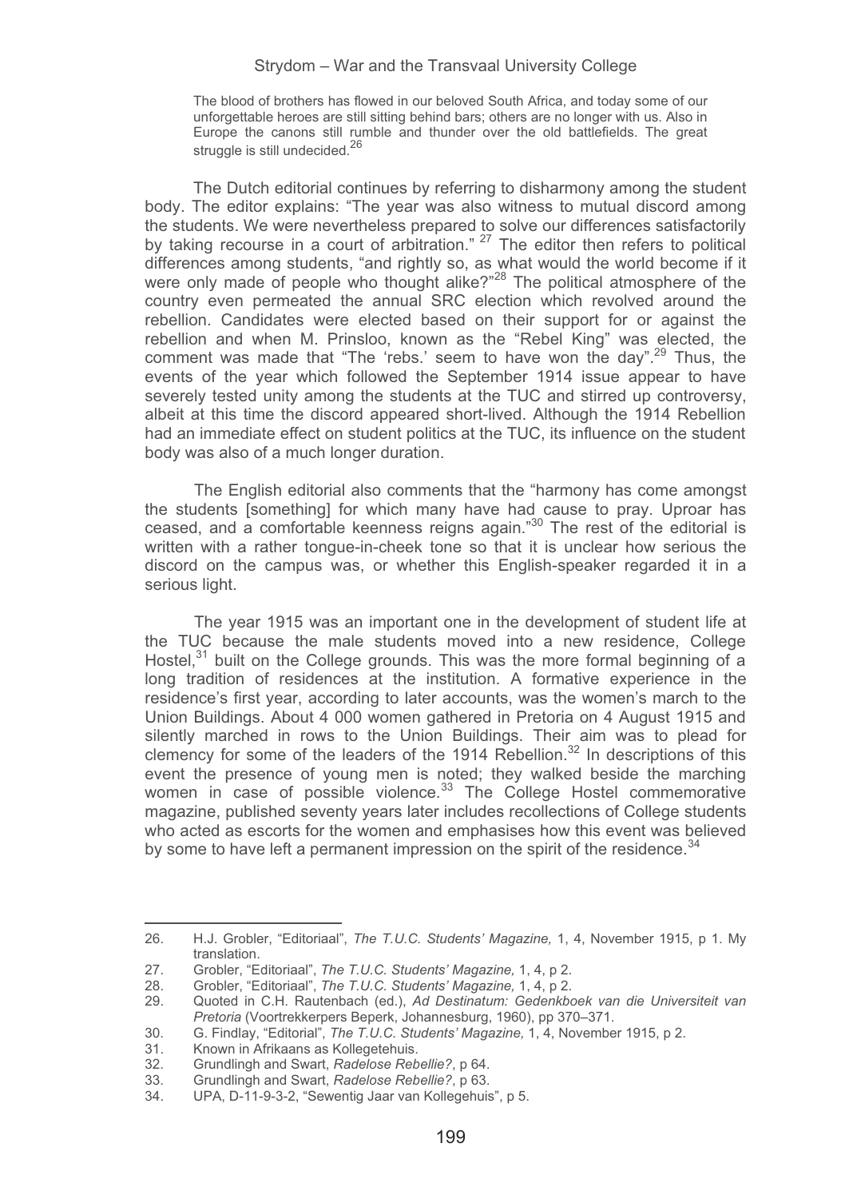> The blood of brothers has flowed in our beloved South Africa, and today some of our unforgettable heroes are still sitting behind bars; others are no longer with us. Also in Europe the canons still rumble and thunder over the old battlefields. The great struggle is still undecided.[26]

The Dutch editorial continues by referring to disharmony among the student body. The editor explains: "The year was also witness to mutual discord among the students. We were nevertheless prepared to solve our differences satisfactorily by taking recourse in a court of arbitration."[27] The editor then refers to political differences among students, "and rightly so, as what would the world become if it were only made of people who thought alike?"[28] The political atmosphere of the country even permeated the annual SRC election which revolved around the rebellion. Candidates were elected based on their support for or against the rebellion and when M. Prinsloo, known as the "Rebel King" was elected, the comment was made that "The 'rebs.' seem to have won the day".[29] Thus, the events of the year which followed the September 1914 issue appear to have severely tested unity among the students at the TUC and stirred up controversy, albeit at this time the discord appeared short-lived. Although the 1914 Rebellion had an immediate effect on student politics at the TUC, its influence on the student body was also of a much longer duration.

The English editorial also comments that the "harmony has come amongst the students [something] for which many have had cause to pray. Uproar has ceased, and a comfortable keenness reigns again."[30] The rest of the editorial is written with a rather tongue-in-cheek tone so that it is unclear how serious the discord on the campus was, or whether this English-speaker regarded it in a serious light.

The year 1915 was an important one in the development of student life at the TUC because the male students moved into a new residence, College Hostel,[31] built on the College grounds. This was the more formal beginning of a long tradition of residences at the institution. A formative experience in the residence's first year, according to later accounts, was the women's march to the Union Buildings. About 4 000 women gathered in Pretoria on 4 August 1915 and silently marched in rows to the Union Buildings. Their aim was to plead for clemency for some of the leaders of the 1914 Rebellion.[32] In descriptions of this event the presence of young men is noted; they walked beside the marching women in case of possible violence.[33] The College Hostel commemorative magazine, published seventy years later includes recollections of College students who acted as escorts for the women and emphasises how this event was believed by some to have left a permanent impression on the spirit of the residence.[34]

---

26. H.J. Grobler, "Editoriaal", *The T.U.C. Students' Magazine,* 1, 4, November 1915, p 1. My translation.
27. Grobler, "Editoriaal", *The T.U.C. Students' Magazine,* 1, 4, p 2.
28. Grobler, "Editoriaal", *The T.U.C. Students' Magazine,* 1, 4, p 2.
29. Quoted in C.H. Rautenbach (ed.), *Ad Destinatum: Gedenkboek van die Universiteit van Pretoria* (Voortrekkerpers Beperk, Johannesburg, 1960), pp 370–371.
30. G. Findlay, "Editorial", *The T.U.C. Students' Magazine,* 1, 4, November 1915, p 2.
31. Known in Afrikaans as Kollegetehuis.
32. Grundlingh and Swart, *Radelose Rebellie?*, p 64.
33. Grundlingh and Swart, *Radelose Rebellie?*, p 63.
34. UPA, D-11-9-3-2, "Sewentig Jaar van Kollegehuis", p 5.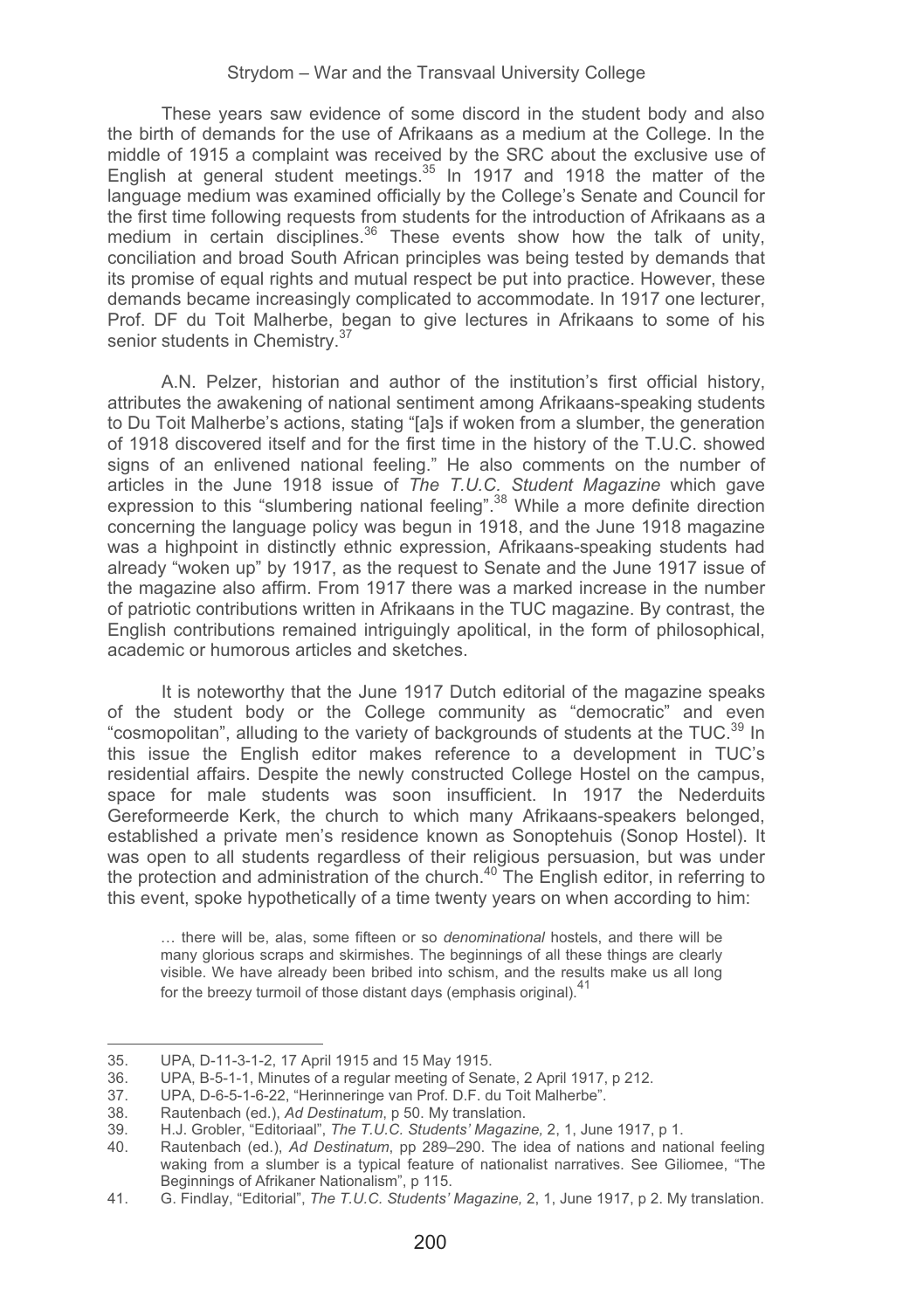These years saw evidence of some discord in the student body and also the birth of demands for the use of Afrikaans as a medium at the College. In the middle of 1915 a complaint was received by the SRC about the exclusive use of English at general student meetings.[35] In 1917 and 1918 the matter of the language medium was examined officially by the College's Senate and Council for the first time following requests from students for the introduction of Afrikaans as a medium in certain disciplines.[36] These events show how the talk of unity, conciliation and broad South African principles was being tested by demands that its promise of equal rights and mutual respect be put into practice. However, these demands became increasingly complicated to accommodate. In 1917 one lecturer, Prof. DF du Toit Malherbe, began to give lectures in Afrikaans to some of his senior students in Chemistry.[37]

A.N. Pelzer, historian and author of the institution's first official history, attributes the awakening of national sentiment among Afrikaans-speaking students to Du Toit Malherbe's actions, stating "[a]s if woken from a slumber, the generation of 1918 discovered itself and for the first time in the history of the T.U.C. showed signs of an enlivened national feeling." He also comments on the number of articles in the June 1918 issue of *The T.U.C. Student Magazine* which gave expression to this "slumbering national feeling".[38] While a more definite direction concerning the language policy was begun in 1918, and the June 1918 magazine was a highpoint in distinctly ethnic expression, Afrikaans-speaking students had already "woken up" by 1917, as the request to Senate and the June 1917 issue of the magazine also affirm. From 1917 there was a marked increase in the number of patriotic contributions written in Afrikaans in the TUC magazine. By contrast, the English contributions remained intriguingly apolitical, in the form of philosophical, academic or humorous articles and sketches.

It is noteworthy that the June 1917 Dutch editorial of the magazine speaks of the student body or the College community as "democratic" and even "cosmopolitan", alluding to the variety of backgrounds of students at the TUC.[39] In this issue the English editor makes reference to a development in TUC's residential affairs. Despite the newly constructed College Hostel on the campus, space for male students was soon insufficient. In 1917 the Nederduits Gereformeerde Kerk, the church to which many Afrikaans-speakers belonged, established a private men's residence known as Sonoptehuis (Sonop Hostel). It was open to all students regardless of their religious persuasion, but was under the protection and administration of the church.[40] The English editor, in referring to this event, spoke hypothetically of a time twenty years on when according to him:

> … there will be, alas, some fifteen or so *denominational* hostels, and there will be many glorious scraps and skirmishes. The beginnings of all these things are clearly visible. We have already been bribed into schism, and the results make us all long for the breezy turmoil of those distant days (emphasis original).[41]

---

35. UPA, D-11-3-1-2, 17 April 1915 and 15 May 1915.
36. UPA, B-5-1-1, Minutes of a regular meeting of Senate, 2 April 1917, p 212.
37. UPA, D-6-5-1-6-22, "Herinneringe van Prof. D.F. du Toit Malherbe".
38. Rautenbach (ed.), *Ad Destinatum*, p 50. My translation.
39. H.J. Grobler, "Editoriaal", *The T.U.C. Students' Magazine,* 2, 1, June 1917, p 1.
40. Rautenbach (ed.), *Ad Destinatum*, pp 289–290. The idea of nations and national feeling waking from a slumber is a typical feature of nationalist narratives. See Giliomee, "The Beginnings of Afrikaner Nationalism", p 115.
41. G. Findlay, "Editorial", *The T.U.C. Students' Magazine,* 2, 1, June 1917, p 2. My translation.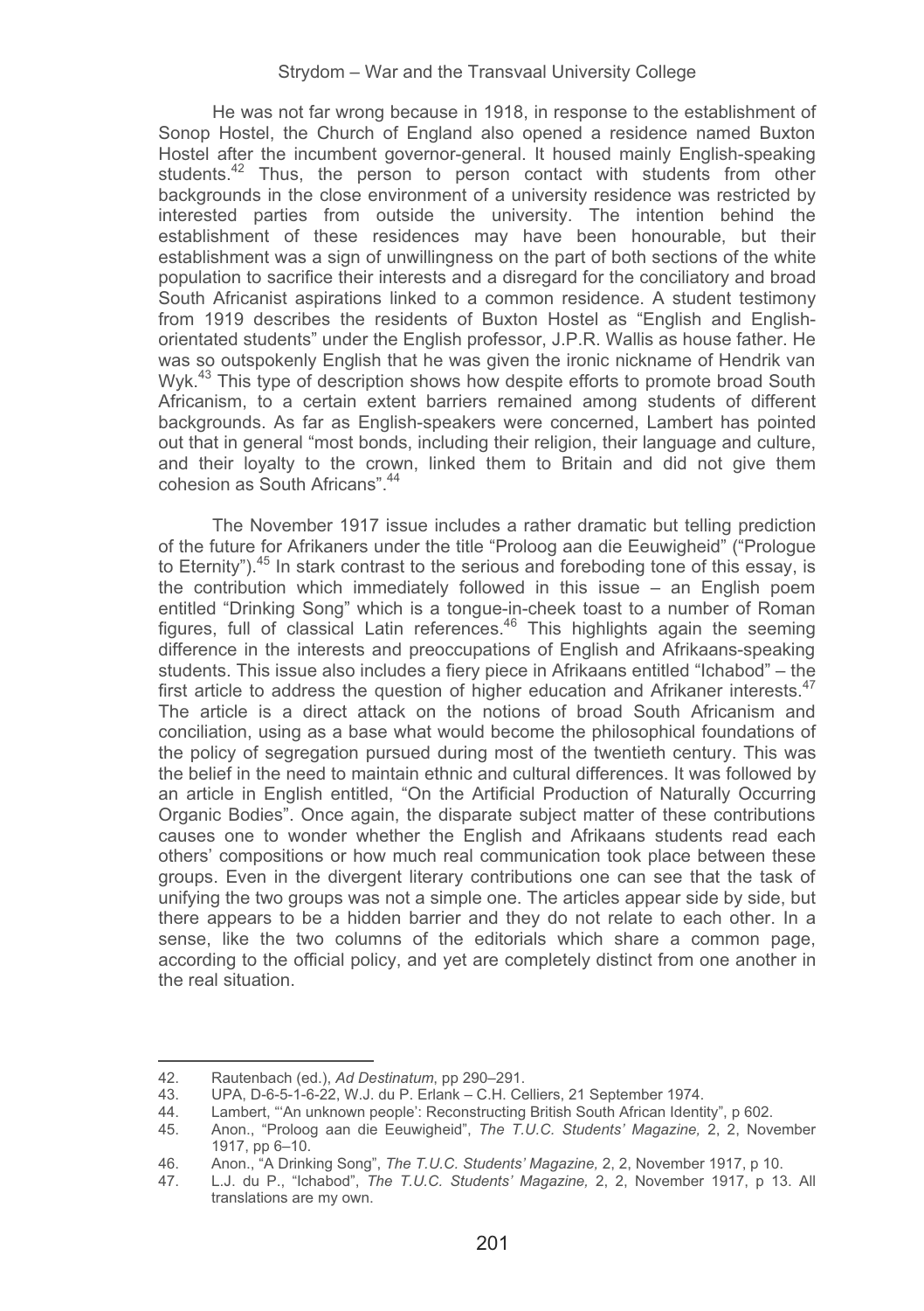He was not far wrong because in 1918, in response to the establishment of Sonop Hostel, the Church of England also opened a residence named Buxton Hostel after the incumbent governor-general. It housed mainly English-speaking students.[42] Thus, the person to person contact with students from other backgrounds in the close environment of a university residence was restricted by interested parties from outside the university. The intention behind the establishment of these residences may have been honourable, but their establishment was a sign of unwillingness on the part of both sections of the white population to sacrifice their interests and a disregard for the conciliatory and broad South Africanist aspirations linked to a common residence. A student testimony from 1919 describes the residents of Buxton Hostel as "English and English-orientated students" under the English professor, J.P.R. Wallis as house father. He was so outspokenly English that he was given the ironic nickname of Hendrik van Wyk.[43] This type of description shows how despite efforts to promote broad South Africanism, to a certain extent barriers remained among students of different backgrounds. As far as English-speakers were concerned, Lambert has pointed out that in general "most bonds, including their religion, their language and culture, and their loyalty to the crown, linked them to Britain and did not give them cohesion as South Africans".[44]

The November 1917 issue includes a rather dramatic but telling prediction of the future for Afrikaners under the title "Proloog aan die Eeuwigheid" ("Prologue to Eternity").[45] In stark contrast to the serious and foreboding tone of this essay, is the contribution which immediately followed in this issue – an English poem entitled "Drinking Song" which is a tongue-in-cheek toast to a number of Roman figures, full of classical Latin references.[46] This highlights again the seeming difference in the interests and preoccupations of English and Afrikaans-speaking students. This issue also includes a fiery piece in Afrikaans entitled "Ichabod" – the first article to address the question of higher education and Afrikaner interests.[47] The article is a direct attack on the notions of broad South Africanism and conciliation, using as a base what would become the philosophical foundations of the policy of segregation pursued during most of the twentieth century. This was the belief in the need to maintain ethnic and cultural differences. It was followed by an article in English entitled, "On the Artificial Production of Naturally Occurring Organic Bodies". Once again, the disparate subject matter of these contributions causes one to wonder whether the English and Afrikaans students read each others' compositions or how much real communication took place between these groups. Even in the divergent literary contributions one can see that the task of unifying the two groups was not a simple one. The articles appear side by side, but there appears to be a hidden barrier and they do not relate to each other. In a sense, like the two columns of the editorials which share a common page, according to the official policy, and yet are completely distinct from one another in the real situation.

---

42. Rautenbach (ed.), *Ad Destinatum*, pp 290–291.
43. UPA, D-6-5-1-6-22, W.J. du P. Erlank – C.H. Celliers, 21 September 1974.
44. Lambert, "'An unknown people': Reconstructing British South African Identity", p 602.
45. Anon., "Proloog aan die Eeuwigheid", *The T.U.C. Students' Magazine,* 2, 2, November 1917, pp 6–10.
46. Anon., "A Drinking Song", *The T.U.C. Students' Magazine,* 2, 2, November 1917, p 10.
47. L.J. du P., "Ichabod", *The T.U.C. Students' Magazine,* 2, 2, November 1917, p 13. All translations are my own.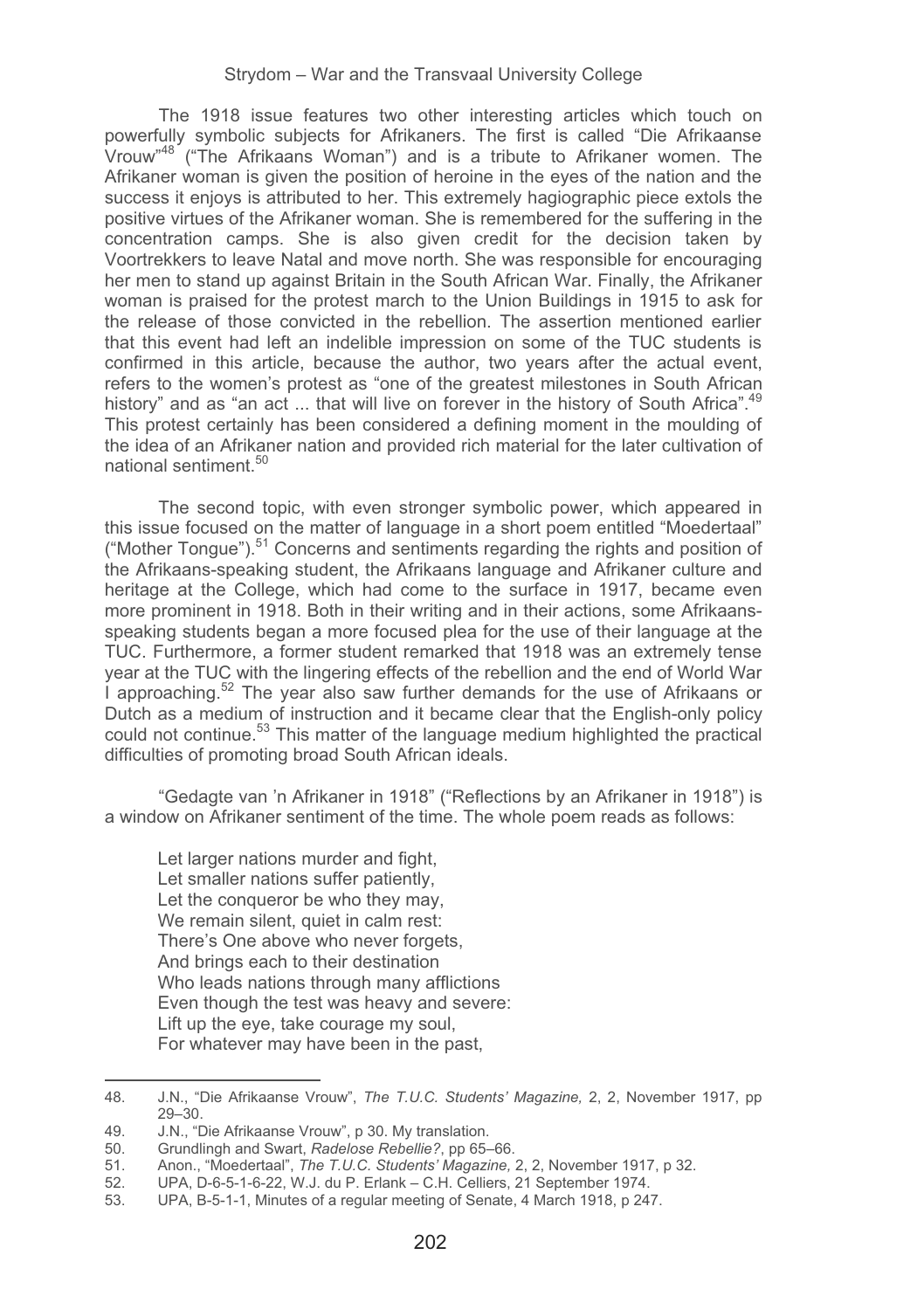The 1918 issue features two other interesting articles which touch on powerfully symbolic subjects for Afrikaners. The first is called "Die Afrikaanse Vrouw"[48] ("The Afrikaans Woman") and is a tribute to Afrikaner women. The Afrikaner woman is given the position of heroine in the eyes of the nation and the success it enjoys is attributed to her. This extremely hagiographic piece extols the positive virtues of the Afrikaner woman. She is remembered for the suffering in the concentration camps. She is also given credit for the decision taken by Voortrekkers to leave Natal and move north. She was responsible for encouraging her men to stand up against Britain in the South African War. Finally, the Afrikaner woman is praised for the protest march to the Union Buildings in 1915 to ask for the release of those convicted in the rebellion. The assertion mentioned earlier that this event had left an indelible impression on some of the TUC students is confirmed in this article, because the author, two years after the actual event, refers to the women's protest as "one of the greatest milestones in South African history" and as "an act ... that will live on forever in the history of South Africa".[49] This protest certainly has been considered a defining moment in the moulding of the idea of an Afrikaner nation and provided rich material for the later cultivation of national sentiment.[50]

The second topic, with even stronger symbolic power, which appeared in this issue focused on the matter of language in a short poem entitled "Moedertaal" ("Mother Tongue").[51] Concerns and sentiments regarding the rights and position of the Afrikaans-speaking student, the Afrikaans language and Afrikaner culture and heritage at the College, which had come to the surface in 1917, became even more prominent in 1918. Both in their writing and in their actions, some Afrikaans-speaking students began a more focused plea for the use of their language at the TUC. Furthermore, a former student remarked that 1918 was an extremely tense year at the TUC with the lingering effects of the rebellion and the end of World War I approaching.[52] The year also saw further demands for the use of Afrikaans or Dutch as a medium of instruction and it became clear that the English-only policy could not continue.[53] This matter of the language medium highlighted the practical difficulties of promoting broad South African ideals.

"Gedagte van 'n Afrikaner in 1918" ("Reflections by an Afrikaner in 1918") is a window on Afrikaner sentiment of the time. The whole poem reads as follows:

> Let larger nations murder and fight,
> Let smaller nations suffer patiently,
> Let the conqueror be who they may,
> We remain silent, quiet in calm rest:
> There's One above who never forgets,
> And brings each to their destination
> Who leads nations through many afflictions
> Even though the test was heavy and severe:
> Lift up the eye, take courage my soul,
> For whatever may have been in the past,

---

48. J.N., "Die Afrikaanse Vrouw", *The T.U.C. Students' Magazine,* 2, 2, November 1917, pp 29–30.
49. J.N., "Die Afrikaanse Vrouw", p 30. My translation.
50. Grundlingh and Swart, *Radelose Rebellie?*, pp 65–66.
51. Anon., "Moedertaal", *The T.U.C. Students' Magazine,* 2, 2, November 1917, p 32.
52. UPA, D-6-5-1-6-22, W.J. du P. Erlank – C.H. Celliers, 21 September 1974.
53. UPA, B-5-1-1, Minutes of a regular meeting of Senate, 4 March 1918, p 247.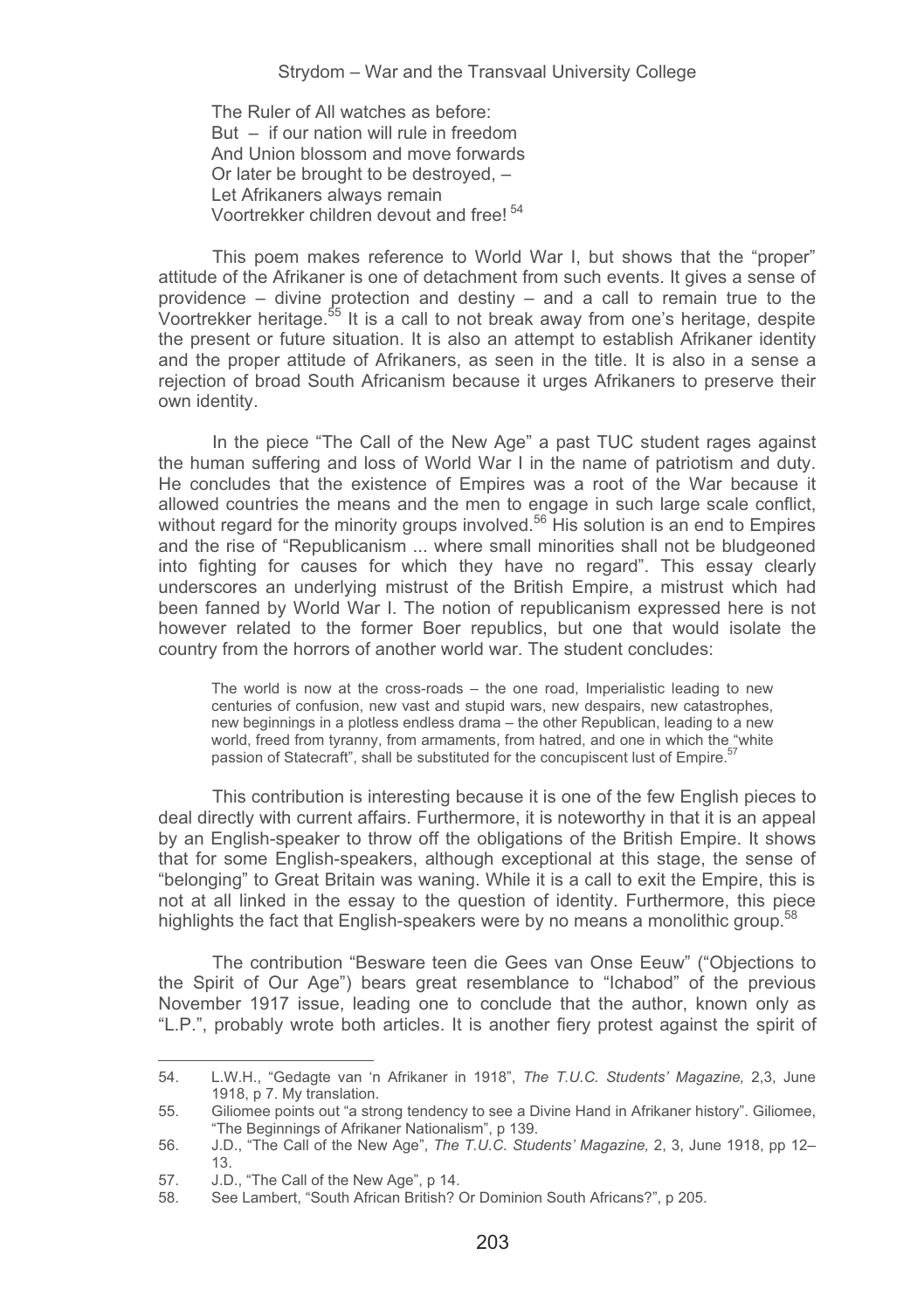> The Ruler of All watches as before:
> But – if our nation will rule in freedom
> And Union blossom and move forwards
> Or later be brought to be destroyed, –
> Let Afrikaners always remain
> Voortrekker children devout and free! [54]

This poem makes reference to World War I, but shows that the "proper" attitude of the Afrikaner is one of detachment from such events. It gives a sense of providence – divine protection and destiny – and a call to remain true to the Voortrekker heritage.[55] It is a call to not break away from one's heritage, despite the present or future situation. It is also an attempt to establish Afrikaner identity and the proper attitude of Afrikaners, as seen in the title. It is also in a sense a rejection of broad South Africanism because it urges Afrikaners to preserve their own identity.

In the piece "The Call of the New Age" a past TUC student rages against the human suffering and loss of World War I in the name of patriotism and duty. He concludes that the existence of Empires was a root of the War because it allowed countries the means and the men to engage in such large scale conflict, without regard for the minority groups involved.[56] His solution is an end to Empires and the rise of "Republicanism ... where small minorities shall not be bludgeoned into fighting for causes for which they have no regard". This essay clearly underscores an underlying mistrust of the British Empire, a mistrust which had been fanned by World War I. The notion of republicanism expressed here is not however related to the former Boer republics, but one that would isolate the country from the horrors of another world war. The student concludes:

> The world is now at the cross-roads – the one road, Imperialistic leading to new centuries of confusion, new vast and stupid wars, new despairs, new catastrophes, new beginnings in a plotless endless drama – the other Republican, leading to a new world, freed from tyranny, from armaments, from hatred, and one in which the "white passion of Statecraft", shall be substituted for the concupiscent lust of Empire.[57]

This contribution is interesting because it is one of the few English pieces to deal directly with current affairs. Furthermore, it is noteworthy in that it is an appeal by an English-speaker to throw off the obligations of the British Empire. It shows that for some English-speakers, although exceptional at this stage, the sense of "belonging" to Great Britain was waning. While it is a call to exit the Empire, this is not at all linked in the essay to the question of identity. Furthermore, this piece highlights the fact that English-speakers were by no means a monolithic group.[58]

The contribution "Besware teen die Gees van Onse Eeuw" ("Objections to the Spirit of Our Age") bears great resemblance to "Ichabod" of the previous November 1917 issue, leading one to conclude that the author, known only as "L.P.", probably wrote both articles. It is another fiery protest against the spirit of

---

54. L.W.H., "Gedagte van 'n Afrikaner in 1918", *The T.U.C. Students' Magazine,* 2,3, June 1918, p 7. My translation.
55. Giliomee points out "a strong tendency to see a Divine Hand in Afrikaner history". Giliomee, "The Beginnings of Afrikaner Nationalism", p 139.
56. J.D., "The Call of the New Age", *The T.U.C. Students' Magazine,* 2, 3, June 1918, pp 12–13.
57. J.D., "The Call of the New Age", p 14.
58. See Lambert, "South African British? Or Dominion South Africans?", p 205.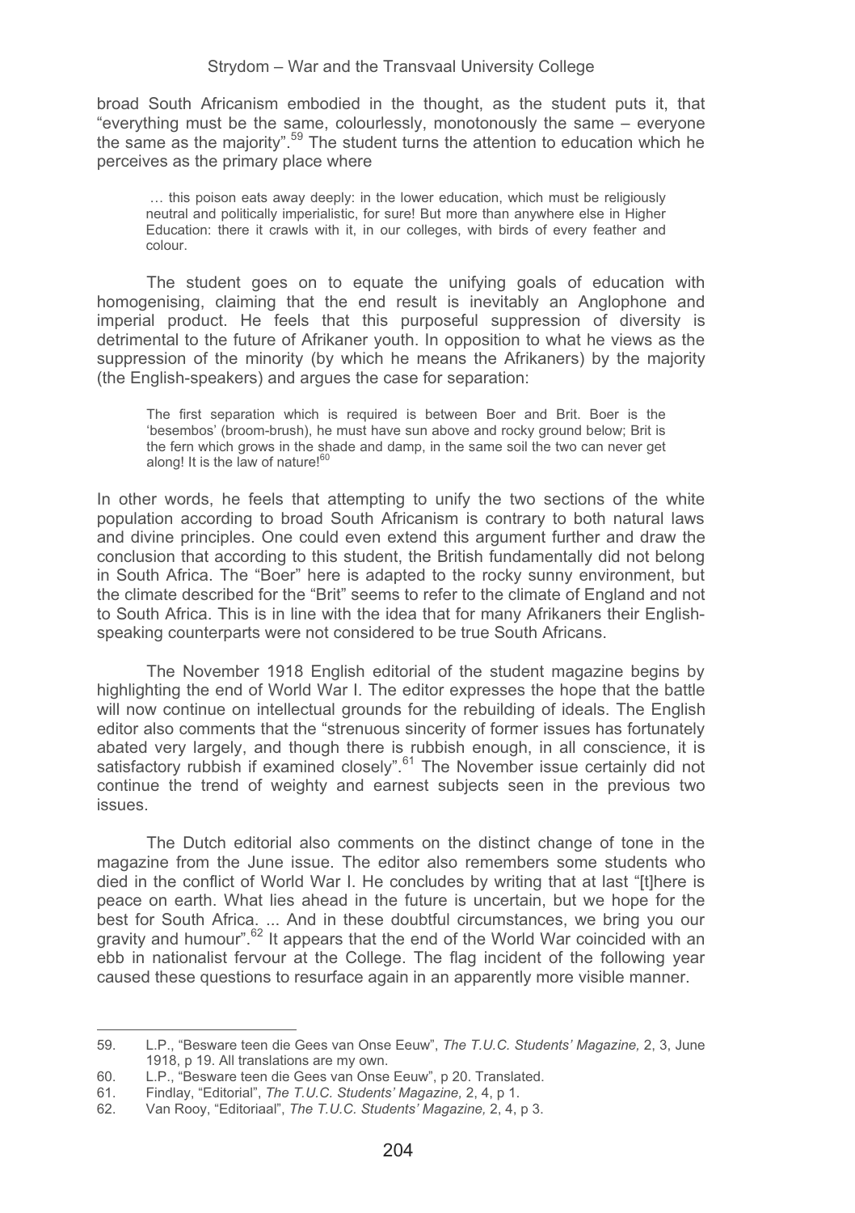broad South Africanism embodied in the thought, as the student puts it, that "everything must be the same, colourlessly, monotonously the same – everyone the same as the majority".[59] The student turns the attention to education which he perceives as the primary place where

> … this poison eats away deeply: in the lower education, which must be religiously neutral and politically imperialistic, for sure! But more than anywhere else in Higher Education: there it crawls with it, in our colleges, with birds of every feather and colour.

The student goes on to equate the unifying goals of education with homogenising, claiming that the end result is inevitably an Anglophone and imperial product. He feels that this purposeful suppression of diversity is detrimental to the future of Afrikaner youth. In opposition to what he views as the suppression of the minority (by which he means the Afrikaners) by the majority (the English-speakers) and argues the case for separation:

> The first separation which is required is between Boer and Brit. Boer is the 'besembos' (broom-brush), he must have sun above and rocky ground below; Brit is the fern which grows in the shade and damp, in the same soil the two can never get along! It is the law of nature![60]

In other words, he feels that attempting to unify the two sections of the white population according to broad South Africanism is contrary to both natural laws and divine principles. One could even extend this argument further and draw the conclusion that according to this student, the British fundamentally did not belong in South Africa. The "Boer" here is adapted to the rocky sunny environment, but the climate described for the "Brit" seems to refer to the climate of England and not to South Africa. This is in line with the idea that for many Afrikaners their English-speaking counterparts were not considered to be true South Africans.

The November 1918 English editorial of the student magazine begins by highlighting the end of World War I. The editor expresses the hope that the battle will now continue on intellectual grounds for the rebuilding of ideals. The English editor also comments that the "strenuous sincerity of former issues has fortunately abated very largely, and though there is rubbish enough, in all conscience, it is satisfactory rubbish if examined closely".[61] The November issue certainly did not continue the trend of weighty and earnest subjects seen in the previous two issues.

The Dutch editorial also comments on the distinct change of tone in the magazine from the June issue. The editor also remembers some students who died in the conflict of World War I. He concludes by writing that at last "[t]here is peace on earth. What lies ahead in the future is uncertain, but we hope for the best for South Africa. ... And in these doubtful circumstances, we bring you our gravity and humour".[62] It appears that the end of the World War coincided with an ebb in nationalist fervour at the College. The flag incident of the following year caused these questions to resurface again in an apparently more visible manner.

---

59. L.P., "Besware teen die Gees van Onse Eeuw", *The T.U.C. Students' Magazine,* 2, 3, June 1918, p 19. All translations are my own.
60. L.P., "Besware teen die Gees van Onse Eeuw", p 20. Translated.
61. Findlay, "Editorial", *The T.U.C. Students' Magazine,* 2, 4, p 1.
62. Van Rooy, "Editoriaal", *The T.U.C. Students' Magazine,* 2, 4, p 3.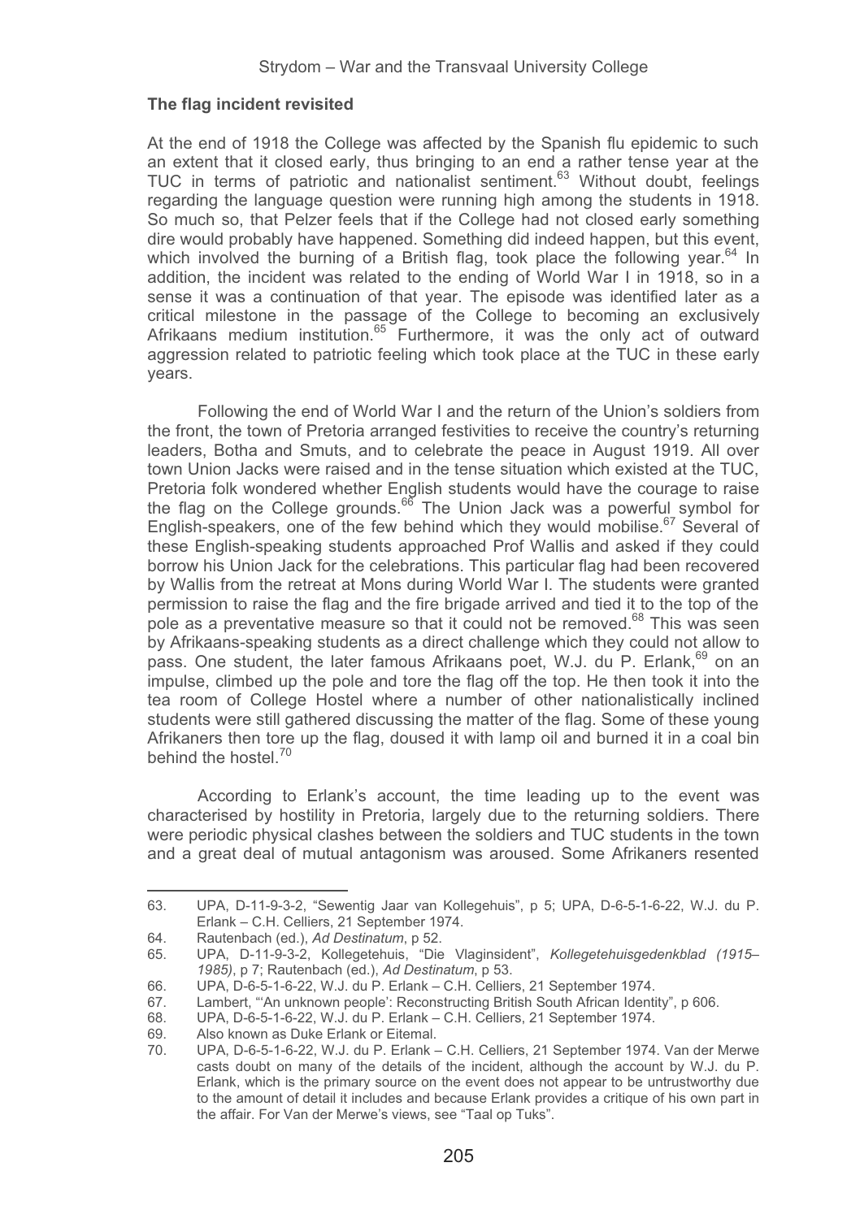### The flag incident revisited

At the end of 1918 the College was affected by the Spanish flu epidemic to such an extent that it closed early, thus bringing to an end a rather tense year at the TUC in terms of patriotic and nationalist sentiment.[63] Without doubt, feelings regarding the language question were running high among the students in 1918. So much so, that Pelzer feels that if the College had not closed early something dire would probably have happened. Something did indeed happen, but this event, which involved the burning of a British flag, took place the following year.[64] In addition, the incident was related to the ending of World War I in 1918, so in a sense it was a continuation of that year. The episode was identified later as a critical milestone in the passage of the College to becoming an exclusively Afrikaans medium institution.[65] Furthermore, it was the only act of outward aggression related to patriotic feeling which took place at the TUC in these early years.

Following the end of World War I and the return of the Union's soldiers from the front, the town of Pretoria arranged festivities to receive the country's returning leaders, Botha and Smuts, and to celebrate the peace in August 1919. All over town Union Jacks were raised and in the tense situation which existed at the TUC, Pretoria folk wondered whether English students would have the courage to raise the flag on the College grounds.[66] The Union Jack was a powerful symbol for English-speakers, one of the few behind which they would mobilise.[67] Several of these English-speaking students approached Prof Wallis and asked if they could borrow his Union Jack for the celebrations. This particular flag had been recovered by Wallis from the retreat at Mons during World War I. The students were granted permission to raise the flag and the fire brigade arrived and tied it to the top of the pole as a preventative measure so that it could not be removed.[68] This was seen by Afrikaans-speaking students as a direct challenge which they could not allow to pass. One student, the later famous Afrikaans poet, W.J. du P. Erlank,[69] on an impulse, climbed up the pole and tore the flag off the top. He then took it into the tea room of College Hostel where a number of other nationalistically inclined students were still gathered discussing the matter of the flag. Some of these young Afrikaners then tore up the flag, doused it with lamp oil and burned it in a coal bin behind the hostel.[70]

According to Erlank's account, the time leading up to the event was characterised by hostility in Pretoria, largely due to the returning soldiers. There were periodic physical clashes between the soldiers and TUC students in the town and a great deal of mutual antagonism was aroused. Some Afrikaners resented

---

63. UPA, D-11-9-3-2, "Sewentig Jaar van Kollegehuis", p 5; UPA, D-6-5-1-6-22, W.J. du P. Erlank – C.H. Celliers, 21 September 1974.
64. Rautenbach (ed.), *Ad Destinatum*, p 52.
65. UPA, D-11-9-3-2, Kollegetehuis, "Die Vlaginsident", *Kollegetehuisgedenkblad (1915–1985)*, p 7; Rautenbach (ed.), *Ad Destinatum*, p 53.
66. UPA, D-6-5-1-6-22, W.J. du P. Erlank – C.H. Celliers, 21 September 1974.
67. Lambert, "'An unknown people': Reconstructing British South African Identity", p 606.
68. UPA, D-6-5-1-6-22, W.J. du P. Erlank – C.H. Celliers, 21 September 1974.
69. Also known as Duke Erlank or Eitemal.
70. UPA, D-6-5-1-6-22, W.J. du P. Erlank – C.H. Celliers, 21 September 1974. Van der Merwe casts doubt on many of the details of the incident, although the account by W.J. du P. Erlank, which is the primary source on the event does not appear to be untrustworthy due to the amount of detail it includes and because Erlank provides a critique of his own part in the affair. For Van der Merwe's views, see "Taal op Tuks".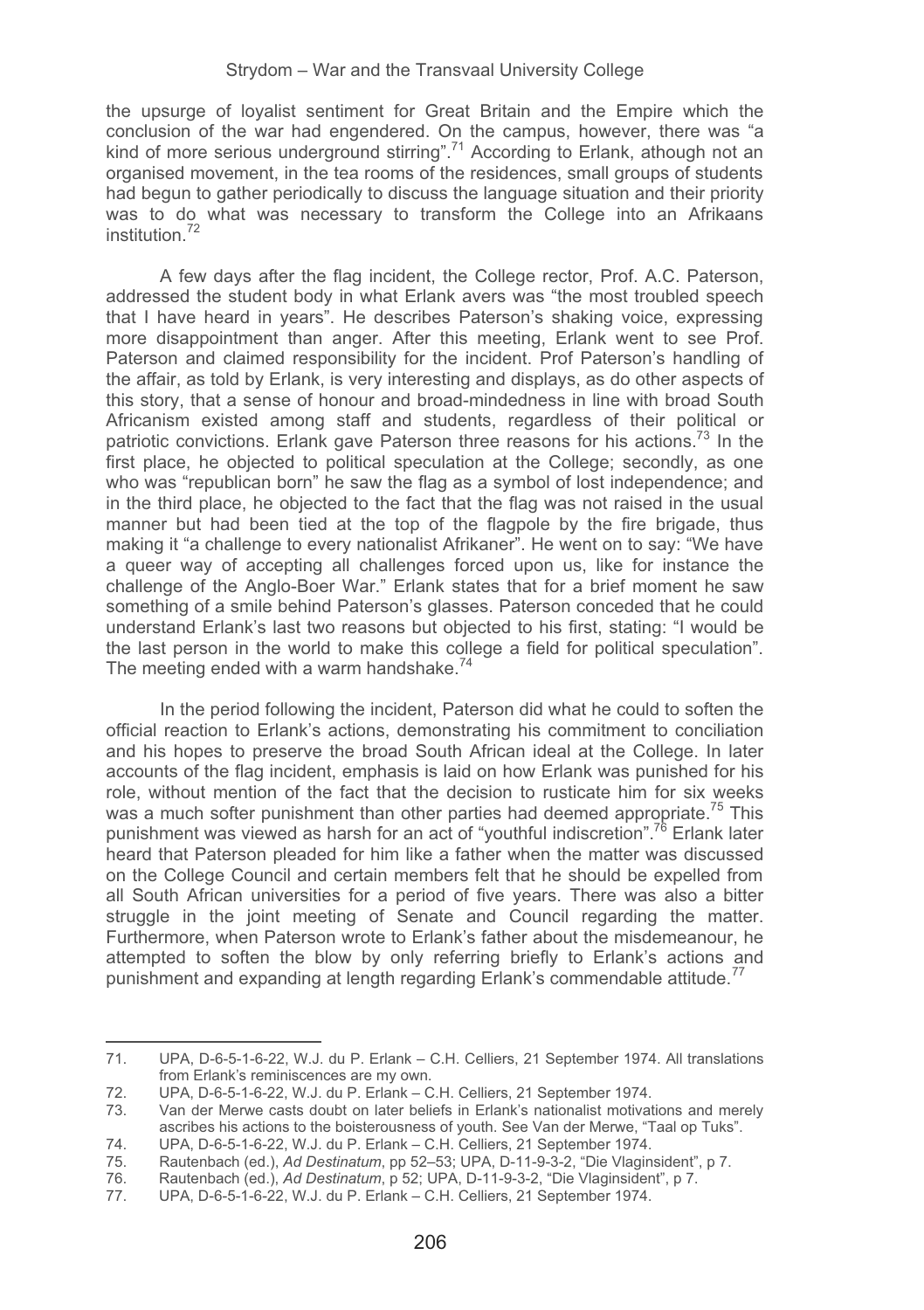the upsurge of loyalist sentiment for Great Britain and the Empire which the conclusion of the war had engendered. On the campus, however, there was "a kind of more serious underground stirring".[71] According to Erlank, athough not an organised movement, in the tea rooms of the residences, small groups of students had begun to gather periodically to discuss the language situation and their priority was to do what was necessary to transform the College into an Afrikaans institution.[72]

A few days after the flag incident, the College rector, Prof. A.C. Paterson, addressed the student body in what Erlank avers was "the most troubled speech that I have heard in years". He describes Paterson's shaking voice, expressing more disappointment than anger. After this meeting, Erlank went to see Prof. Paterson and claimed responsibility for the incident. Prof Paterson's handling of the affair, as told by Erlank, is very interesting and displays, as do other aspects of this story, that a sense of honour and broad-mindedness in line with broad South Africanism existed among staff and students, regardless of their political or patriotic convictions. Erlank gave Paterson three reasons for his actions.[73] In the first place, he objected to political speculation at the College; secondly, as one who was "republican born" he saw the flag as a symbol of lost independence; and in the third place, he objected to the fact that the flag was not raised in the usual manner but had been tied at the top of the flagpole by the fire brigade, thus making it "a challenge to every nationalist Afrikaner". He went on to say: "We have a queer way of accepting all challenges forced upon us, like for instance the challenge of the Anglo-Boer War." Erlank states that for a brief moment he saw something of a smile behind Paterson's glasses. Paterson conceded that he could understand Erlank's last two reasons but objected to his first, stating: "I would be the last person in the world to make this college a field for political speculation". The meeting ended with a warm handshake.[74]

In the period following the incident, Paterson did what he could to soften the official reaction to Erlank's actions, demonstrating his commitment to conciliation and his hopes to preserve the broad South African ideal at the College. In later accounts of the flag incident, emphasis is laid on how Erlank was punished for his role, without mention of the fact that the decision to rusticate him for six weeks was a much softer punishment than other parties had deemed appropriate.[75] This punishment was viewed as harsh for an act of "youthful indiscretion".[76] Erlank later heard that Paterson pleaded for him like a father when the matter was discussed on the College Council and certain members felt that he should be expelled from all South African universities for a period of five years. There was also a bitter struggle in the joint meeting of Senate and Council regarding the matter. Furthermore, when Paterson wrote to Erlank's father about the misdemeanour, he attempted to soften the blow by only referring briefly to Erlank's actions and punishment and expanding at length regarding Erlank's commendable attitude.[77]

---

71. UPA, D-6-5-1-6-22, W.J. du P. Erlank – C.H. Celliers, 21 September 1974. All translations from Erlank's reminiscences are my own.
72. UPA, D-6-5-1-6-22, W.J. du P. Erlank – C.H. Celliers, 21 September 1974.
73. Van der Merwe casts doubt on later beliefs in Erlank's nationalist motivations and merely ascribes his actions to the boisterousness of youth. See Van der Merwe, "Taal op Tuks".
74. UPA, D-6-5-1-6-22, W.J. du P. Erlank – C.H. Celliers, 21 September 1974.
75. Rautenbach (ed.), *Ad Destinatum*, pp 52–53; UPA, D-11-9-3-2, "Die Vlaginsident", p 7.
76. Rautenbach (ed.), *Ad Destinatum*, p 52; UPA, D-11-9-3-2, "Die Vlaginsident", p 7.
77. UPA, D-6-5-1-6-22, W.J. du P. Erlank – C.H. Celliers, 21 September 1974.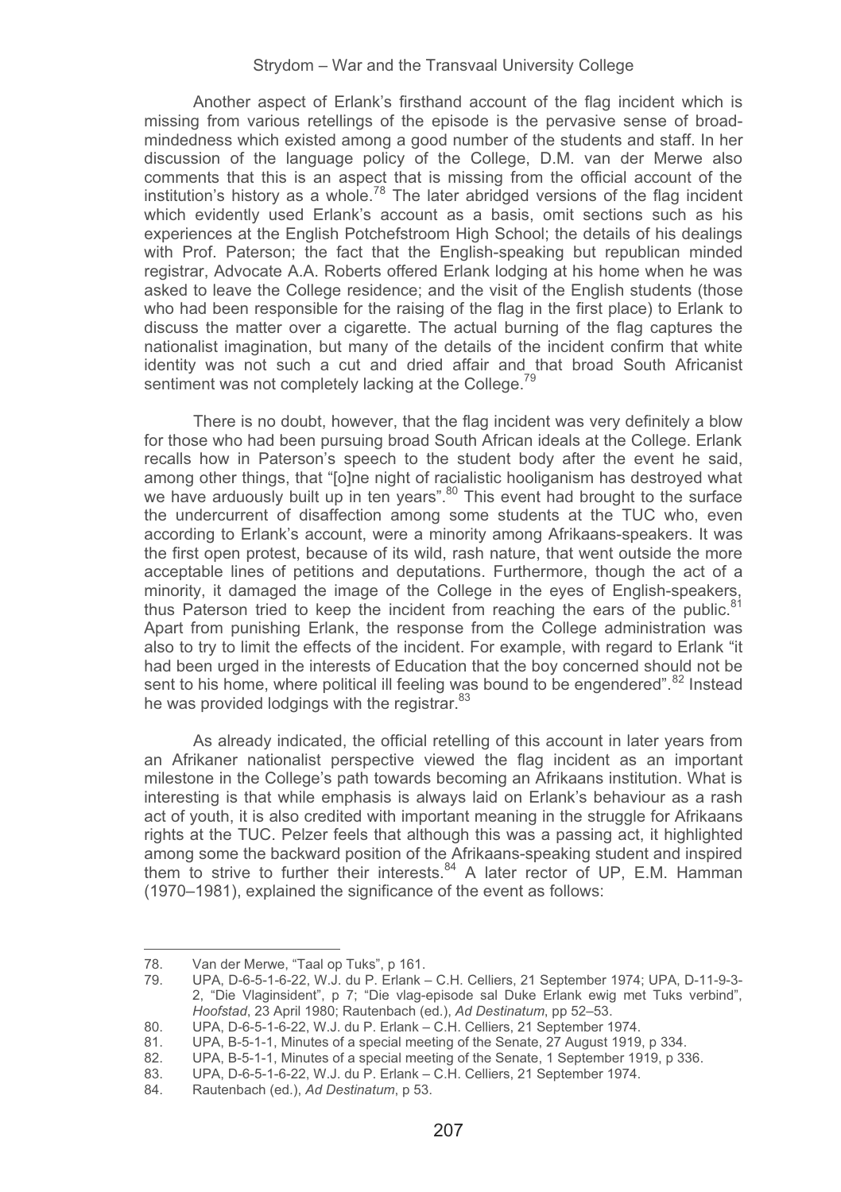Another aspect of Erlank's firsthand account of the flag incident which is missing from various retellings of the episode is the pervasive sense of broad-mindedness which existed among a good number of the students and staff. In her discussion of the language policy of the College, D.M. van der Merwe also comments that this is an aspect that is missing from the official account of the institution's history as a whole.[78] The later abridged versions of the flag incident which evidently used Erlank's account as a basis, omit sections such as his experiences at the English Potchefstroom High School; the details of his dealings with Prof. Paterson; the fact that the English-speaking but republican minded registrar, Advocate A.A. Roberts offered Erlank lodging at his home when he was asked to leave the College residence; and the visit of the English students (those who had been responsible for the raising of the flag in the first place) to Erlank to discuss the matter over a cigarette. The actual burning of the flag captures the nationalist imagination, but many of the details of the incident confirm that white identity was not such a cut and dried affair and that broad South Africanist sentiment was not completely lacking at the College.[79]

There is no doubt, however, that the flag incident was very definitely a blow for those who had been pursuing broad South African ideals at the College. Erlank recalls how in Paterson's speech to the student body after the event he said, among other things, that "[o]ne night of racialistic hooliganism has destroyed what we have arduously built up in ten years".[80] This event had brought to the surface the undercurrent of disaffection among some students at the TUC who, even according to Erlank's account, were a minority among Afrikaans-speakers. It was the first open protest, because of its wild, rash nature, that went outside the more acceptable lines of petitions and deputations. Furthermore, though the act of a minority, it damaged the image of the College in the eyes of English-speakers, thus Paterson tried to keep the incident from reaching the ears of the public.[81] Apart from punishing Erlank, the response from the College administration was also to try to limit the effects of the incident. For example, with regard to Erlank "it had been urged in the interests of Education that the boy concerned should not be sent to his home, where political ill feeling was bound to be engendered".[82] Instead he was provided lodgings with the registrar.[83]

As already indicated, the official retelling of this account in later years from an Afrikaner nationalist perspective viewed the flag incident as an important milestone in the College's path towards becoming an Afrikaans institution. What is interesting is that while emphasis is always laid on Erlank's behaviour as a rash act of youth, it is also credited with important meaning in the struggle for Afrikaans rights at the TUC. Pelzer feels that although this was a passing act, it highlighted among some the backward position of the Afrikaans-speaking student and inspired them to strive to further their interests.[84] A later rector of UP, E.M. Hamman (1970–1981), explained the significance of the event as follows:

---

78. Van der Merwe, "Taal op Tuks", p 161.
79. UPA, D-6-5-1-6-22, W.J. du P. Erlank – C.H. Celliers, 21 September 1974; UPA, D-11-9-3-2, "Die Vlaginsident", p 7; "Die vlag-episode sal Duke Erlank ewig met Tuks verbind", *Hoofstad*, 23 April 1980; Rautenbach (ed.), *Ad Destinatum*, pp 52–53.
80. UPA, D-6-5-1-6-22, W.J. du P. Erlank – C.H. Celliers, 21 September 1974.
81. UPA, B-5-1-1, Minutes of a special meeting of the Senate, 27 August 1919, p 334.
82. UPA, B-5-1-1, Minutes of a special meeting of the Senate, 1 September 1919, p 336.
83. UPA, D-6-5-1-6-22, W.J. du P. Erlank – C.H. Celliers, 21 September 1974.
84. Rautenbach (ed.), *Ad Destinatum*, p 53.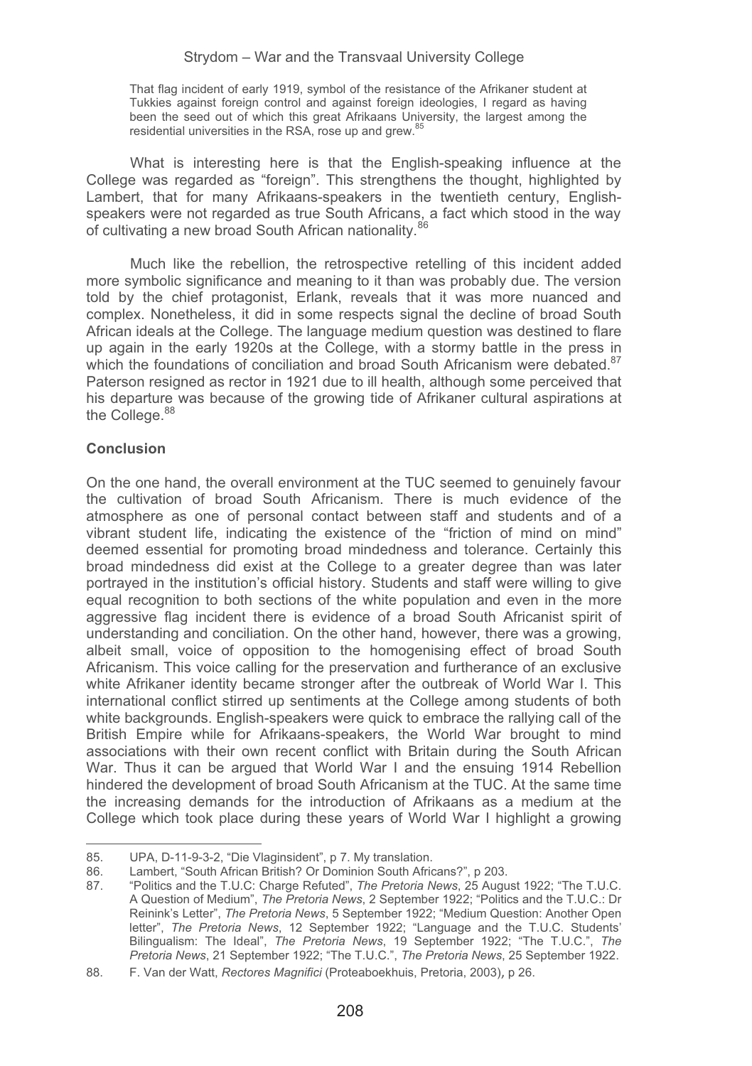> That flag incident of early 1919, symbol of the resistance of the Afrikaner student at Tukkies against foreign control and against foreign ideologies, I regard as having been the seed out of which this great Afrikaans University, the largest among the residential universities in the RSA, rose up and grew.[85]

What is interesting here is that the English-speaking influence at the College was regarded as "foreign". This strengthens the thought, highlighted by Lambert, that for many Afrikaans-speakers in the twentieth century, English-speakers were not regarded as true South Africans, a fact which stood in the way of cultivating a new broad South African nationality.[86]

Much like the rebellion, the retrospective retelling of this incident added more symbolic significance and meaning to it than was probably due. The version told by the chief protagonist, Erlank, reveals that it was more nuanced and complex. Nonetheless, it did in some respects signal the decline of broad South African ideals at the College. The language medium question was destined to flare up again in the early 1920s at the College, with a stormy battle in the press in which the foundations of conciliation and broad South Africanism were debated.[87] Paterson resigned as rector in 1921 due to ill health, although some perceived that his departure was because of the growing tide of Afrikaner cultural aspirations at the College.[88]

## Conclusion

On the one hand, the overall environment at the TUC seemed to genuinely favour the cultivation of broad South Africanism. There is much evidence of the atmosphere as one of personal contact between staff and students and of a vibrant student life, indicating the existence of the "friction of mind on mind" deemed essential for promoting broad mindedness and tolerance. Certainly this broad mindedness did exist at the College to a greater degree than was later portrayed in the institution's official history. Students and staff were willing to give equal recognition to both sections of the white population and even in the more aggressive flag incident there is evidence of a broad South Africanist spirit of understanding and conciliation. On the other hand, however, there was a growing, albeit small, voice of opposition to the homogenising effect of broad South Africanism. This voice calling for the preservation and furtherance of an exclusive white Afrikaner identity became stronger after the outbreak of World War I. This international conflict stirred up sentiments at the College among students of both white backgrounds. English-speakers were quick to embrace the rallying call of the British Empire while for Afrikaans-speakers, the World War brought to mind associations with their own recent conflict with Britain during the South African War. Thus it can be argued that World War I and the ensuing 1914 Rebellion hindered the development of broad South Africanism at the TUC. At the same time the increasing demands for the introduction of Afrikaans as a medium at the College which took place during these years of World War I highlight a growing

---

85. UPA, D-11-9-3-2, "Die Vlaginsident", p 7. My translation.
86. Lambert, "South African British? Or Dominion South Africans?", p 203.
87. "Politics and the T.U.C: Charge Refuted", *The Pretoria News*, 25 August 1922; "The T.U.C. A Question of Medium", *The Pretoria News*, 2 September 1922; "Politics and the T.U.C.: Dr Reinink's Letter", *The Pretoria News*, 5 September 1922; "Medium Question: Another Open letter", *The Pretoria News*, 12 September 1922; "Language and the T.U.C. Students' Bilingualism: The Ideal", *The Pretoria News*, 19 September 1922; "The T.U.C.", *The Pretoria News*, 21 September 1922; "The T.U.C.", *The Pretoria News*, 25 September 1922.
88. F. Van der Watt, *Rectores Magnifici* (Proteaboekhuis, Pretoria, 2003), p 26.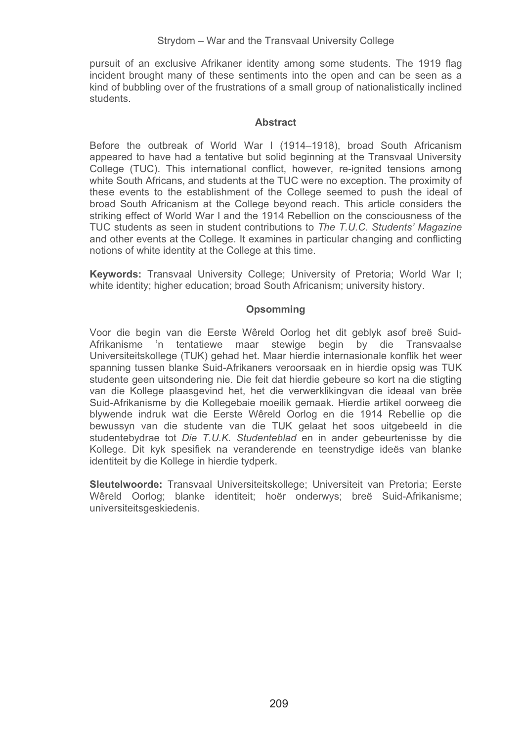pursuit of an exclusive Afrikaner identity among some students. The 1919 flag incident brought many of these sentiments into the open and can be seen as a kind of bubbling over of the frustrations of a small group of nationalistically inclined students.

### Abstract

Before the outbreak of World War I (1914–1918), broad South Africanism appeared to have had a tentative but solid beginning at the Transvaal University College (TUC). This international conflict, however, re-ignited tensions among white South Africans, and students at the TUC were no exception. The proximity of these events to the establishment of the College seemed to push the ideal of broad South Africanism at the College beyond reach. This article considers the striking effect of World War I and the 1914 Rebellion on the consciousness of the TUC students as seen in student contributions to *The T.U.C. Students' Magazine* and other events at the College. It examines in particular changing and conflicting notions of white identity at the College at this time.

**Keywords:** Transvaal University College; University of Pretoria; World War I; white identity; higher education; broad South Africanism; university history.

### Opsomming

Voor die begin van die Eerste Wêreld Oorlog het dit geblyk asof breë Suid-Afrikanisme 'n tentatiewe maar stewige begin by die Transvaalse Universiteitskollege (TUK) gehad het. Maar hierdie internasionale konflik het weer spanning tussen blanke Suid-Afrikaners veroorsaak en in hierdie opsig was TUK studente geen uitsondering nie. Die feit dat hierdie gebeure so kort na die stigting van die Kollege plaasgevind het, het die verwerklikingvan die ideaal van brëe Suid-Afrikanisme by die Kollegebaie moeilik gemaak. Hierdie artikel oorweeg die blywende indruk wat die Eerste Wêreld Oorlog en die 1914 Rebellie op die bewussyn van die studente van die TUK gelaat het soos uitgebeeld in die studentebydrae tot *Die T.U.K. Studenteblad* en in ander gebeurtenisse by die Kollege. Dit kyk spesifiek na veranderende en teenstrydige ideës van blanke identiteit by die Kollege in hierdie tydperk.

**Sleutelwoorde:** Transvaal Universiteitskollege; Universiteit van Pretoria; Eerste Wêreld Oorlog; blanke identiteit; hoër onderwys; breë Suid-Afrikanisme; universiteitsgeskiedenis.